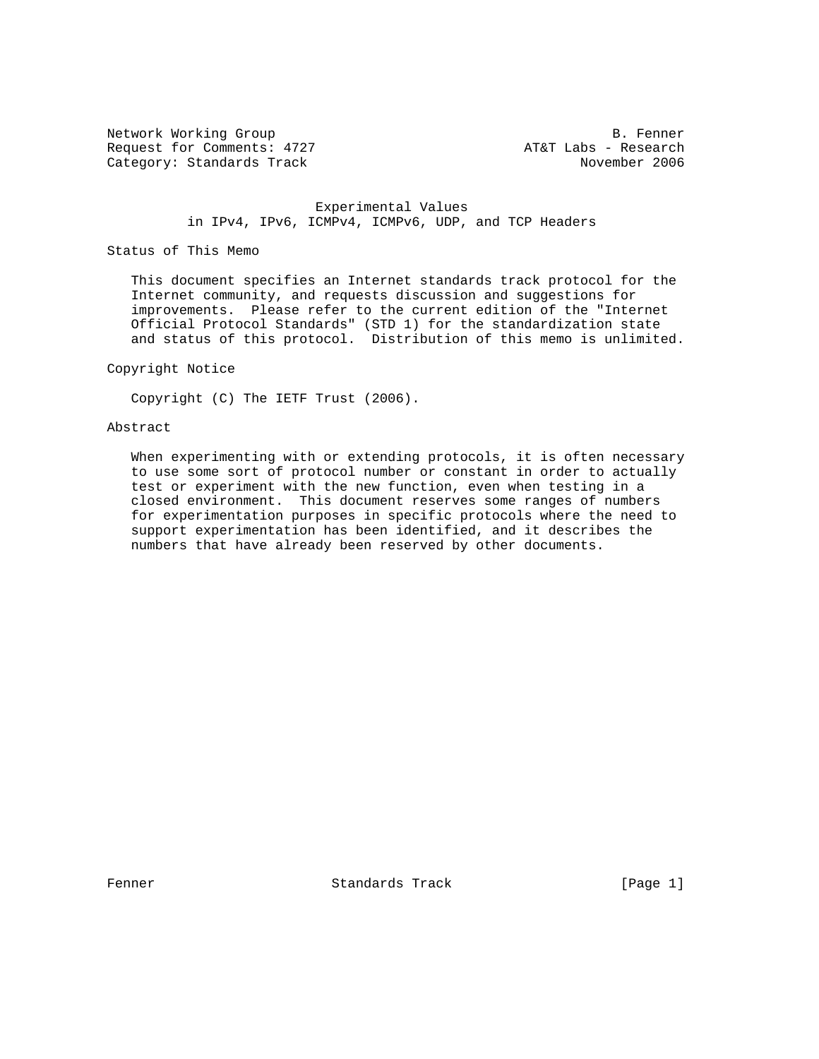Network Working Group B. Fenner
Request for Comments: 4727 AT&T Labs - Research
Category: Standards Track November 2006

# Experimental Values in IPv4, IPv6, ICMPv4, ICMPv6, UDP, and TCP Headers

## Status of This Memo

This document specifies an Internet standards track protocol for the Internet community, and requests discussion and suggestions for improvements. Please refer to the current edition of the "Internet Official Protocol Standards" (STD 1) for the standardization state and status of this protocol. Distribution of this memo is unlimited.

## Copyright Notice

Copyright (C) The IETF Trust (2006).

## Abstract

When experimenting with or extending protocols, it is often necessary to use some sort of protocol number or constant in order to actually test or experiment with the new function, even when testing in a closed environment. This document reserves some ranges of numbers for experimentation purposes in specific protocols where the need to support experimentation has been identified, and it describes the numbers that have already been reserved by other documents.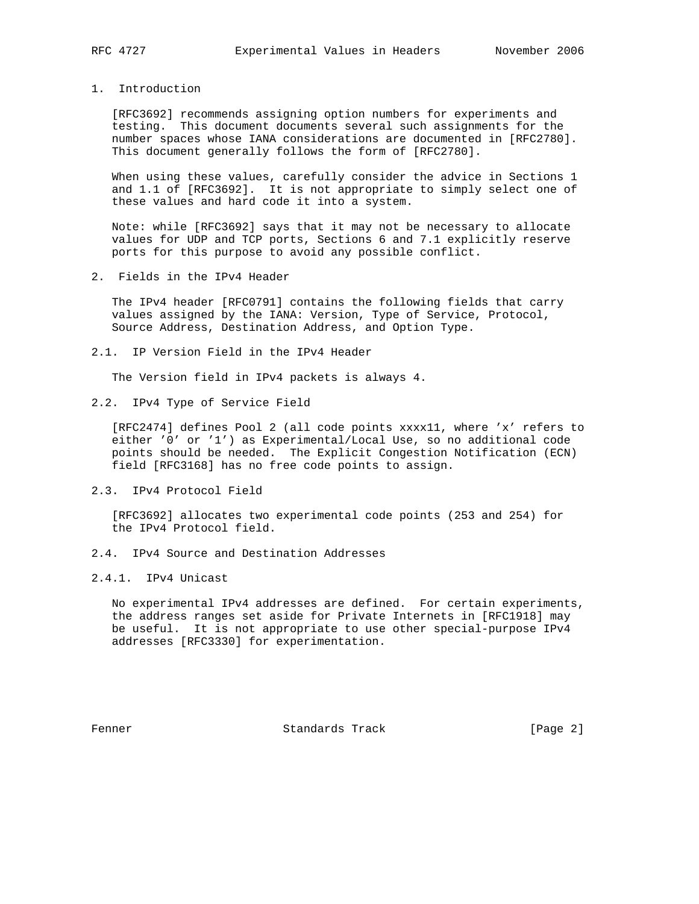## 1. Introduction

[RFC3692] recommends assigning option numbers for experiments and testing. This document documents several such assignments for the number spaces whose IANA considerations are documented in [RFC2780]. This document generally follows the form of [RFC2780].

When using these values, carefully consider the advice in Sections 1 and 1.1 of [RFC3692]. It is not appropriate to simply select one of these values and hard code it into a system.

Note: while [RFC3692] says that it may not be necessary to allocate values for UDP and TCP ports, Sections 6 and 7.1 explicitly reserve ports for this purpose to avoid any possible conflict.

## 2. Fields in the IPv4 Header

The IPv4 header [RFC0791] contains the following fields that carry values assigned by the IANA: Version, Type of Service, Protocol, Source Address, Destination Address, and Option Type.

### 2.1. IP Version Field in the IPv4 Header

The Version field in IPv4 packets is always 4.

### 2.2. IPv4 Type of Service Field

[RFC2474] defines Pool 2 (all code points xxxx11, where 'x' refers to either '0' or '1') as Experimental/Local Use, so no additional code points should be needed. The Explicit Congestion Notification (ECN) field [RFC3168] has no free code points to assign.

### 2.3. IPv4 Protocol Field

[RFC3692] allocates two experimental code points (253 and 254) for the IPv4 Protocol field.

### 2.4. IPv4 Source and Destination Addresses

#### 2.4.1. IPv4 Unicast

No experimental IPv4 addresses are defined. For certain experiments, the address ranges set aside for Private Internets in [RFC1918] may be useful. It is not appropriate to use other special-purpose IPv4 addresses [RFC3330] for experimentation.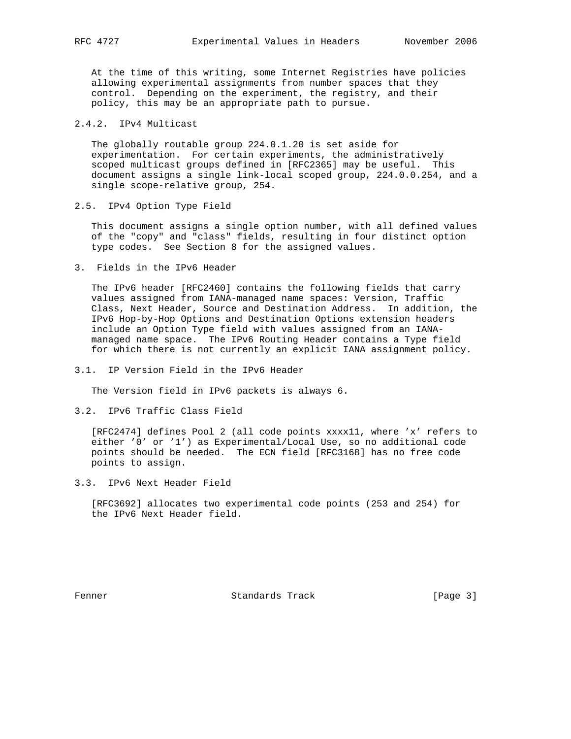At the time of this writing, some Internet Registries have policies allowing experimental assignments from number spaces that they control. Depending on the experiment, the registry, and their policy, this may be an appropriate path to pursue.

#### 2.4.2. IPv4 Multicast

The globally routable group 224.0.1.20 is set aside for experimentation. For certain experiments, the administratively scoped multicast groups defined in [RFC2365] may be useful. This document assigns a single link-local scoped group, 224.0.0.254, and a single scope-relative group, 254.

### 2.5. IPv4 Option Type Field

This document assigns a single option number, with all defined values of the "copy" and "class" fields, resulting in four distinct option type codes. See Section 8 for the assigned values.

## 3. Fields in the IPv6 Header

The IPv6 header [RFC2460] contains the following fields that carry values assigned from IANA-managed name spaces: Version, Traffic Class, Next Header, Source and Destination Address. In addition, the IPv6 Hop-by-Hop Options and Destination Options extension headers include an Option Type field with values assigned from an IANA-managed name space. The IPv6 Routing Header contains a Type field for which there is not currently an explicit IANA assignment policy.

### 3.1. IP Version Field in the IPv6 Header

The Version field in IPv6 packets is always 6.

### 3.2. IPv6 Traffic Class Field

[RFC2474] defines Pool 2 (all code points xxxx11, where 'x' refers to either '0' or '1') as Experimental/Local Use, so no additional code points should be needed. The ECN field [RFC3168] has no free code points to assign.

### 3.3. IPv6 Next Header Field

[RFC3692] allocates two experimental code points (253 and 254) for the IPv6 Next Header field.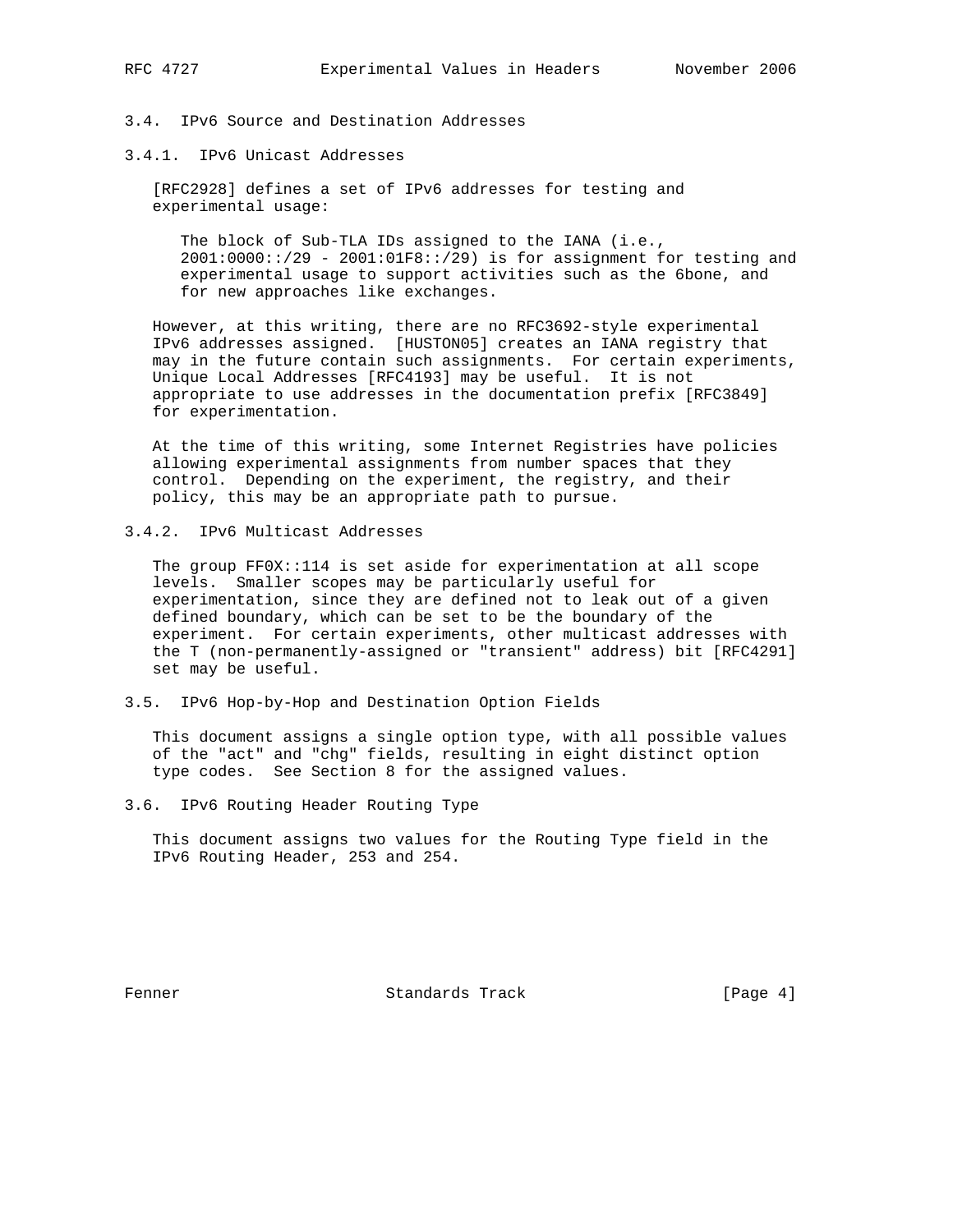### 3.4. IPv6 Source and Destination Addresses

#### 3.4.1. IPv6 Unicast Addresses

[RFC2928] defines a set of IPv6 addresses for testing and experimental usage:

> The block of Sub-TLA IDs assigned to the IANA (i.e., 2001:0000::/29 - 2001:01F8::/29) is for assignment for testing and experimental usage to support activities such as the 6bone, and for new approaches like exchanges.

However, at this writing, there are no RFC3692-style experimental IPv6 addresses assigned. [HUSTON05] creates an IANA registry that may in the future contain such assignments. For certain experiments, Unique Local Addresses [RFC4193] may be useful. It is not appropriate to use addresses in the documentation prefix [RFC3849] for experimentation.

At the time of this writing, some Internet Registries have policies allowing experimental assignments from number spaces that they control. Depending on the experiment, the registry, and their policy, this may be an appropriate path to pursue.

#### 3.4.2. IPv6 Multicast Addresses

The group FF0X::114 is set aside for experimentation at all scope levels. Smaller scopes may be particularly useful for experimentation, since they are defined not to leak out of a given defined boundary, which can be set to be the boundary of the experiment. For certain experiments, other multicast addresses with the T (non-permanently-assigned or "transient" address) bit [RFC4291] set may be useful.

### 3.5. IPv6 Hop-by-Hop and Destination Option Fields

This document assigns a single option type, with all possible values of the "act" and "chg" fields, resulting in eight distinct option type codes. See Section 8 for the assigned values.

### 3.6. IPv6 Routing Header Routing Type

This document assigns two values for the Routing Type field in the IPv6 Routing Header, 253 and 254.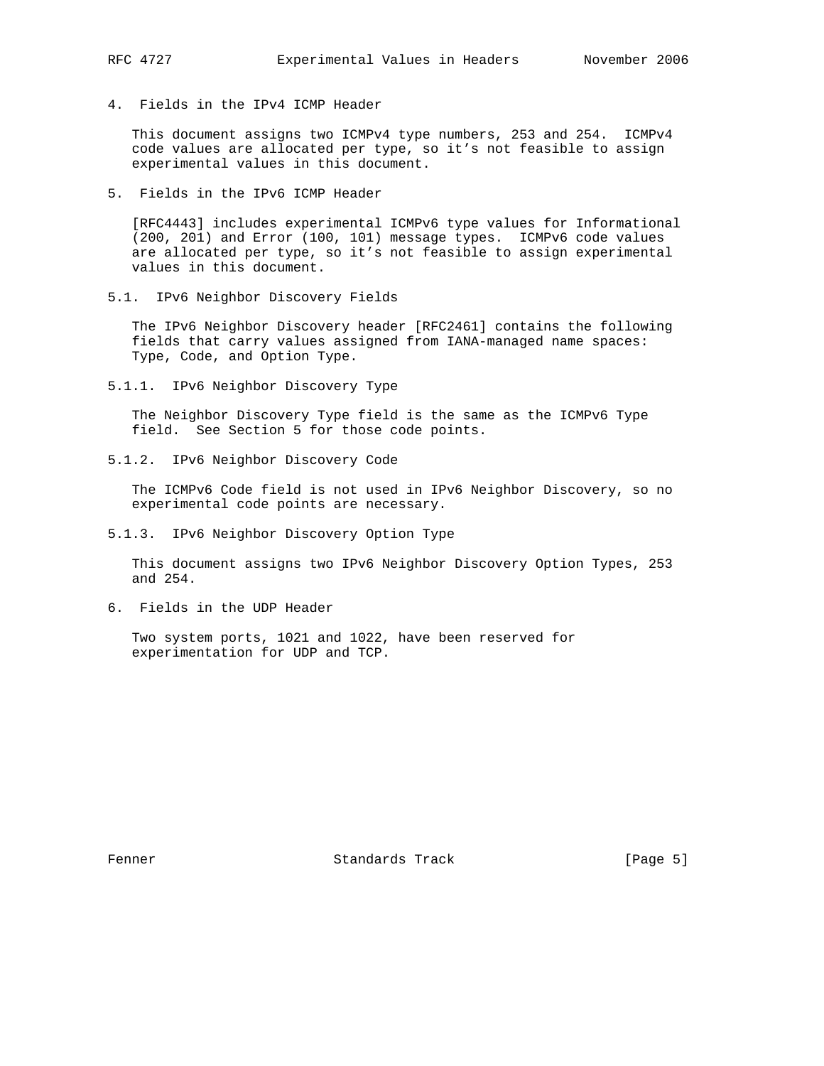## 4. Fields in the IPv4 ICMP Header

This document assigns two ICMPv4 type numbers, 253 and 254. ICMPv4 code values are allocated per type, so it’s not feasible to assign experimental values in this document.

## 5. Fields in the IPv6 ICMP Header

[RFC4443] includes experimental ICMPv6 type values for Informational (200, 201) and Error (100, 101) message types. ICMPv6 code values are allocated per type, so it’s not feasible to assign experimental values in this document.

### 5.1. IPv6 Neighbor Discovery Fields

The IPv6 Neighbor Discovery header [RFC2461] contains the following fields that carry values assigned from IANA-managed name spaces: Type, Code, and Option Type.

#### 5.1.1. IPv6 Neighbor Discovery Type

The Neighbor Discovery Type field is the same as the ICMPv6 Type field. See Section 5 for those code points.

#### 5.1.2. IPv6 Neighbor Discovery Code

The ICMPv6 Code field is not used in IPv6 Neighbor Discovery, so no experimental code points are necessary.

#### 5.1.3. IPv6 Neighbor Discovery Option Type

This document assigns two IPv6 Neighbor Discovery Option Types, 253 and 254.

## 6. Fields in the UDP Header

Two system ports, 1021 and 1022, have been reserved for experimentation for UDP and TCP.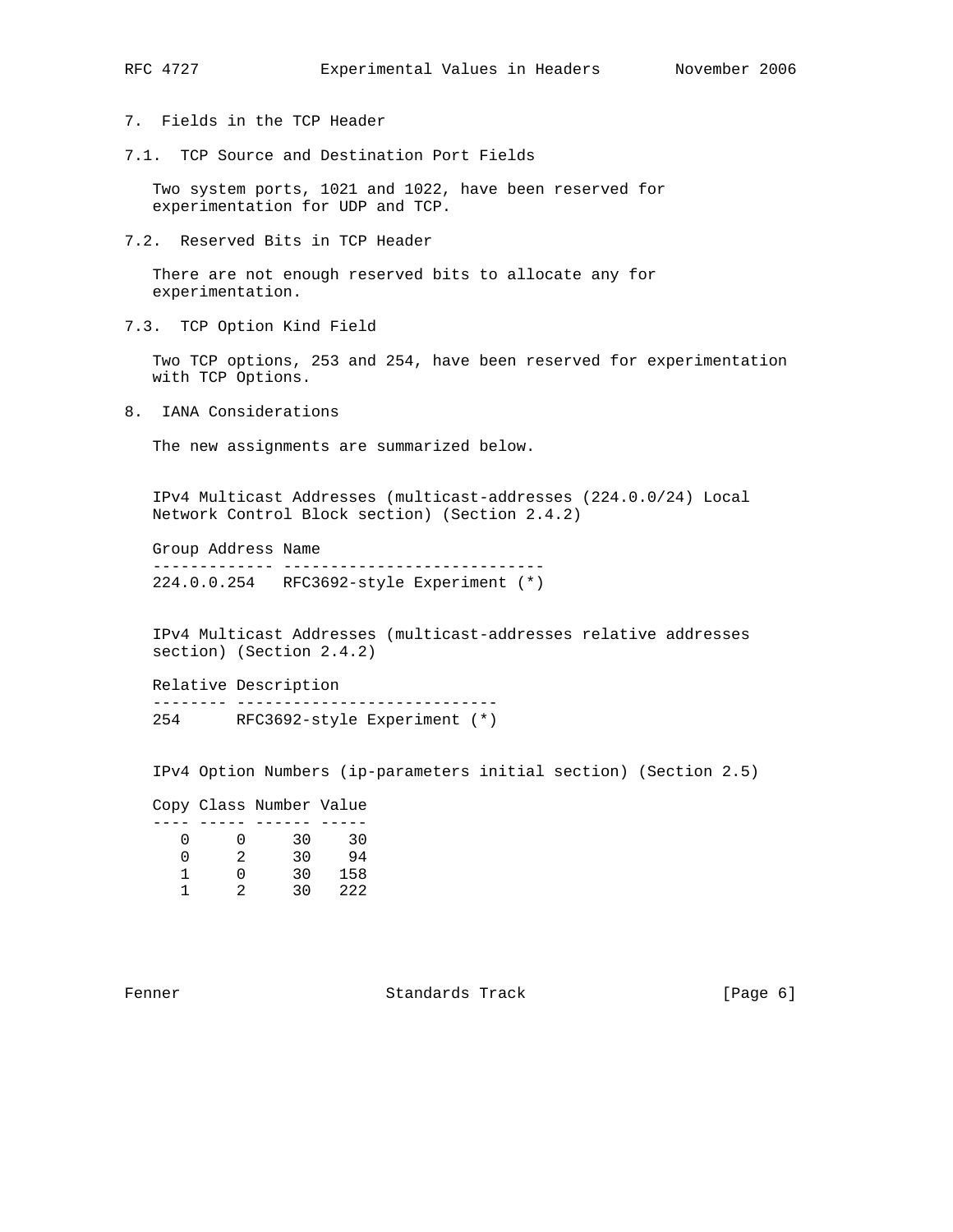## 7. Fields in the TCP Header

### 7.1. TCP Source and Destination Port Fields

Two system ports, 1021 and 1022, have been reserved for experimentation for UDP and TCP.

### 7.2. Reserved Bits in TCP Header

There are not enough reserved bits to allocate any for experimentation.

### 7.3. TCP Option Kind Field

Two TCP options, 253 and 254, have been reserved for experimentation with TCP Options.

## 8. IANA Considerations

The new assignments are summarized below.

IPv4 Multicast Addresses (multicast-addresses (224.0.0/24) Local Network Control Block section) (Section 2.4.2)

| Group Address | Name |
|---|---|
| 224.0.0.254 | RFC3692-style Experiment (*) |

IPv4 Multicast Addresses (multicast-addresses relative addresses section) (Section 2.4.2)

| Relative | Description |
|---|---|
| 254 | RFC3692-style Experiment (*) |

IPv4 Option Numbers (ip-parameters initial section) (Section 2.5)

| Copy | Class | Number | Value |
|---|---|---|---|
| 0 | 0 | 30 | 30 |
| 0 | 2 | 30 | 94 |
| 1 | 0 | 30 | 158 |
| 1 | 2 | 30 | 222 |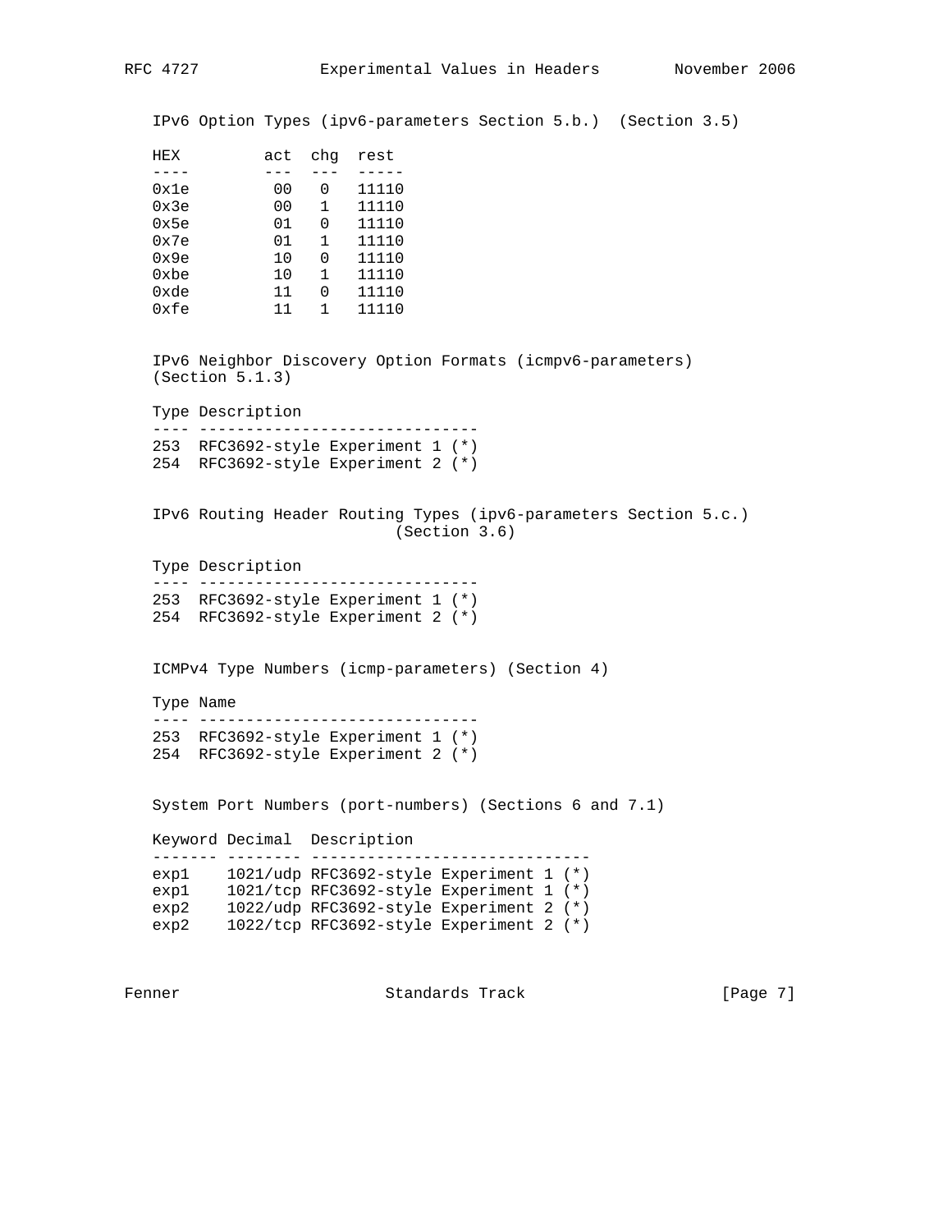IPv6 Option Types (ipv6-parameters Section 5.b.) (Section 3.5)

| HEX | act | chg | rest |
| --- | --- | --- | --- |
| 0x1e | 00 | 0 | 11110 |
| 0x3e | 00 | 1 | 11110 |
| 0x5e | 01 | 0 | 11110 |
| 0x7e | 01 | 1 | 11110 |
| 0x9e | 10 | 0 | 11110 |
| 0xbe | 10 | 1 | 11110 |
| 0xde | 11 | 0 | 11110 |
| 0xfe | 11 | 1 | 11110 |

IPv6 Neighbor Discovery Option Formats (icmpv6-parameters) (Section 5.1.3)

| Type | Description |
| --- | --- |
| 253 | RFC3692-style Experiment 1 (*) |
| 254 | RFC3692-style Experiment 2 (*) |

IPv6 Routing Header Routing Types (ipv6-parameters Section 5.c.) (Section 3.6)

| Type | Description |
| --- | --- |
| 253 | RFC3692-style Experiment 1 (*) |
| 254 | RFC3692-style Experiment 2 (*) |

ICMPv4 Type Numbers (icmp-parameters) (Section 4)

| Type | Name |
| --- | --- |
| 253 | RFC3692-style Experiment 1 (*) |
| 254 | RFC3692-style Experiment 2 (*) |

System Port Numbers (port-numbers) (Sections 6 and 7.1)

| Keyword | Decimal | Description |
| --- | --- | --- |
| exp1 | 1021/udp | RFC3692-style Experiment 1 (*) |
| exp1 | 1021/tcp | RFC3692-style Experiment 1 (*) |
| exp2 | 1022/udp | RFC3692-style Experiment 2 (*) |
| exp2 | 1022/tcp | RFC3692-style Experiment 2 (*) |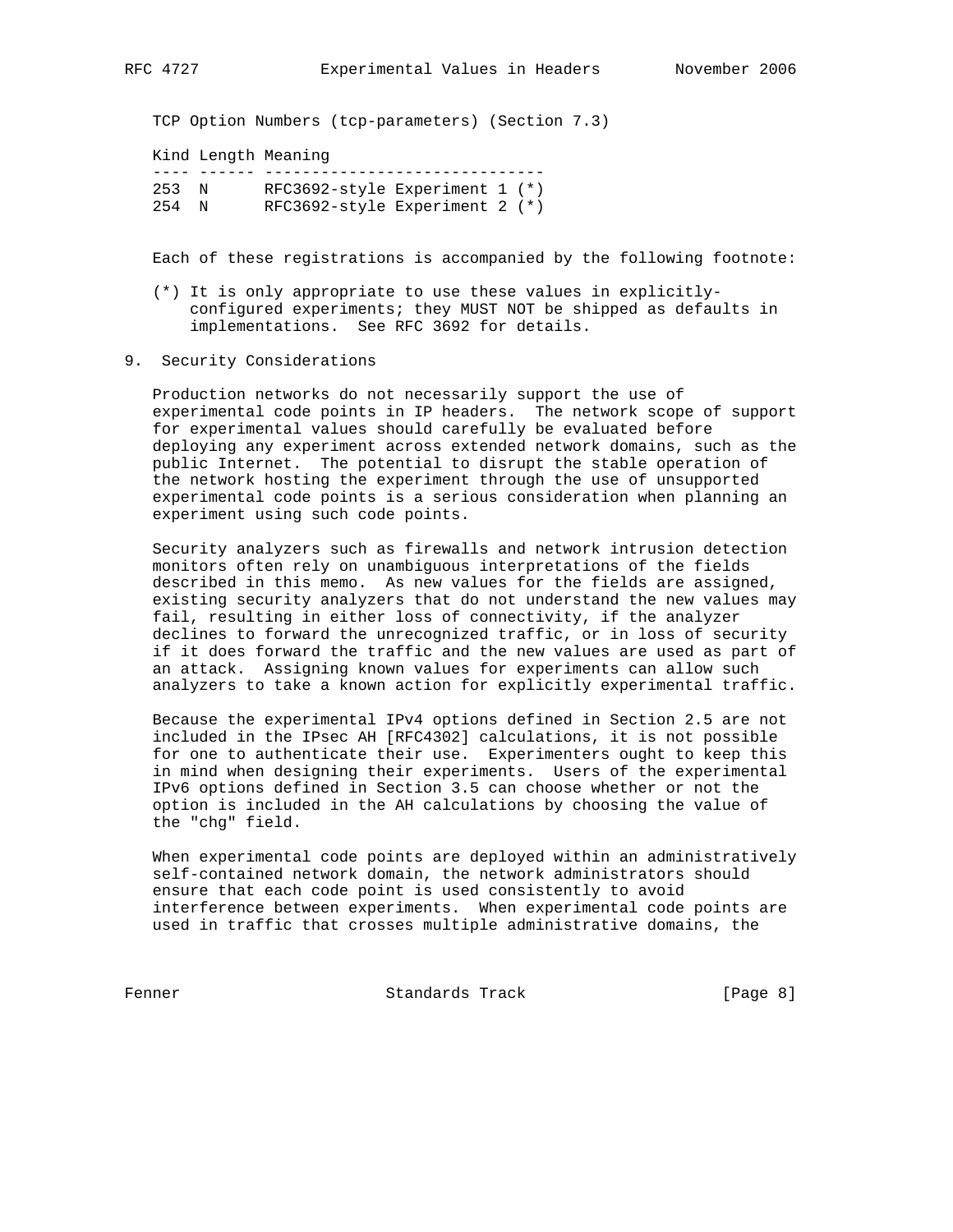TCP Option Numbers (tcp-parameters) (Section 7.3)

| Kind | Length | Meaning |
| --- | --- | --- |
| 253 | N | RFC3692-style Experiment 1 (*) |
| 254 | N | RFC3692-style Experiment 2 (*) |

Each of these registrations is accompanied by the following footnote:

(*) It is only appropriate to use these values in explicitly-configured experiments; they MUST NOT be shipped as defaults in implementations. See RFC 3692 for details.

## 9. Security Considerations

Production networks do not necessarily support the use of experimental code points in IP headers. The network scope of support for experimental values should carefully be evaluated before deploying any experiment across extended network domains, such as the public Internet. The potential to disrupt the stable operation of the network hosting the experiment through the use of unsupported experimental code points is a serious consideration when planning an experiment using such code points.

Security analyzers such as firewalls and network intrusion detection monitors often rely on unambiguous interpretations of the fields described in this memo. As new values for the fields are assigned, existing security analyzers that do not understand the new values may fail, resulting in either loss of connectivity, if the analyzer declines to forward the unrecognized traffic, or in loss of security if it does forward the traffic and the new values are used as part of an attack. Assigning known values for experiments can allow such analyzers to take a known action for explicitly experimental traffic.

Because the experimental IPv4 options defined in Section 2.5 are not included in the IPsec AH [RFC4302] calculations, it is not possible for one to authenticate their use. Experimenters ought to keep this in mind when designing their experiments. Users of the experimental IPv6 options defined in Section 3.5 can choose whether or not the option is included in the AH calculations by choosing the value of the "chg" field.

When experimental code points are deployed within an administratively self-contained network domain, the network administrators should ensure that each code point is used consistently to avoid interference between experiments. When experimental code points are used in traffic that crosses multiple administrative domains, the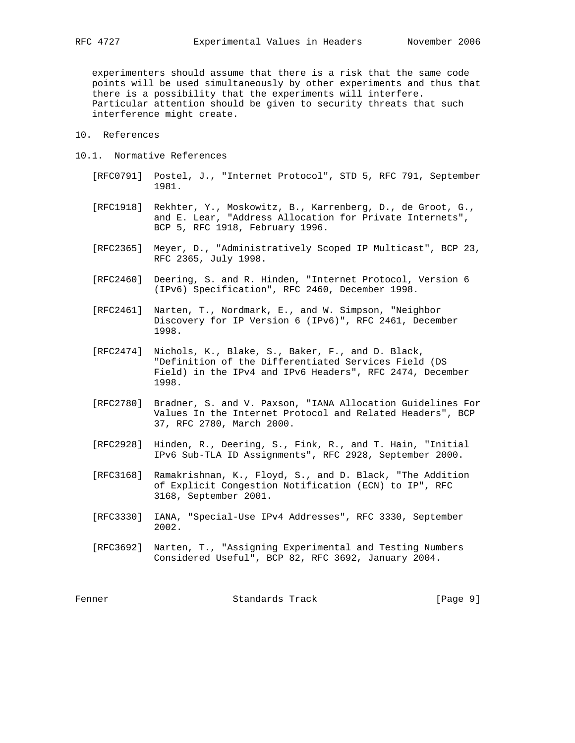experimenters should assume that there is a risk that the same code points will be used simultaneously by other experiments and thus that there is a possibility that the experiments will interfere. Particular attention should be given to security threats that such interference might create.

# 10. References

## 10.1. Normative References

[RFC0791] Postel, J., "Internet Protocol", STD 5, RFC 791, September 1981.

[RFC1918] Rekhter, Y., Moskowitz, B., Karrenberg, D., de Groot, G., and E. Lear, "Address Allocation for Private Internets", BCP 5, RFC 1918, February 1996.

[RFC2365] Meyer, D., "Administratively Scoped IP Multicast", BCP 23, RFC 2365, July 1998.

[RFC2460] Deering, S. and R. Hinden, "Internet Protocol, Version 6 (IPv6) Specification", RFC 2460, December 1998.

[RFC2461] Narten, T., Nordmark, E., and W. Simpson, "Neighbor Discovery for IP Version 6 (IPv6)", RFC 2461, December 1998.

[RFC2474] Nichols, K., Blake, S., Baker, F., and D. Black, "Definition of the Differentiated Services Field (DS Field) in the IPv4 and IPv6 Headers", RFC 2474, December 1998.

[RFC2780] Bradner, S. and V. Paxson, "IANA Allocation Guidelines For Values In the Internet Protocol and Related Headers", BCP 37, RFC 2780, March 2000.

[RFC2928] Hinden, R., Deering, S., Fink, R., and T. Hain, "Initial IPv6 Sub-TLA ID Assignments", RFC 2928, September 2000.

[RFC3168] Ramakrishnan, K., Floyd, S., and D. Black, "The Addition of Explicit Congestion Notification (ECN) to IP", RFC 3168, September 2001.

[RFC3330] IANA, "Special-Use IPv4 Addresses", RFC 3330, September 2002.

[RFC3692] Narten, T., "Assigning Experimental and Testing Numbers Considered Useful", BCP 82, RFC 3692, January 2004.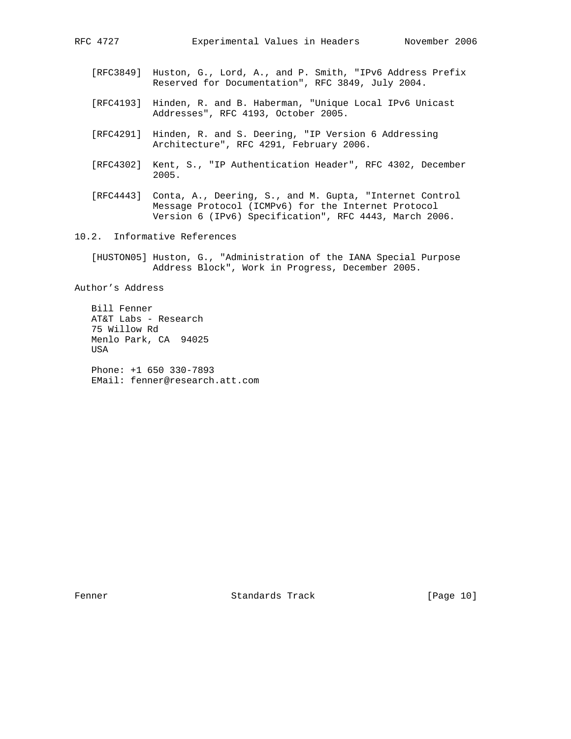[RFC3849] Huston, G., Lord, A., and P. Smith, "IPv6 Address Prefix Reserved for Documentation", RFC 3849, July 2004.

[RFC4193] Hinden, R. and B. Haberman, "Unique Local IPv6 Unicast Addresses", RFC 4193, October 2005.

[RFC4291] Hinden, R. and S. Deering, "IP Version 6 Addressing Architecture", RFC 4291, February 2006.

[RFC4302] Kent, S., "IP Authentication Header", RFC 4302, December 2005.

[RFC4443] Conta, A., Deering, S., and M. Gupta, "Internet Control Message Protocol (ICMPv6) for the Internet Protocol Version 6 (IPv6) Specification", RFC 4443, March 2006.

## 10.2. Informative References

[HUSTON05] Huston, G., "Administration of the IANA Special Purpose Address Block", Work in Progress, December 2005.

## Author's Address

Bill Fenner
AT&T Labs - Research
75 Willow Rd
Menlo Park, CA 94025
USA

Phone: +1 650 330-7893
EMail: fenner@research.att.com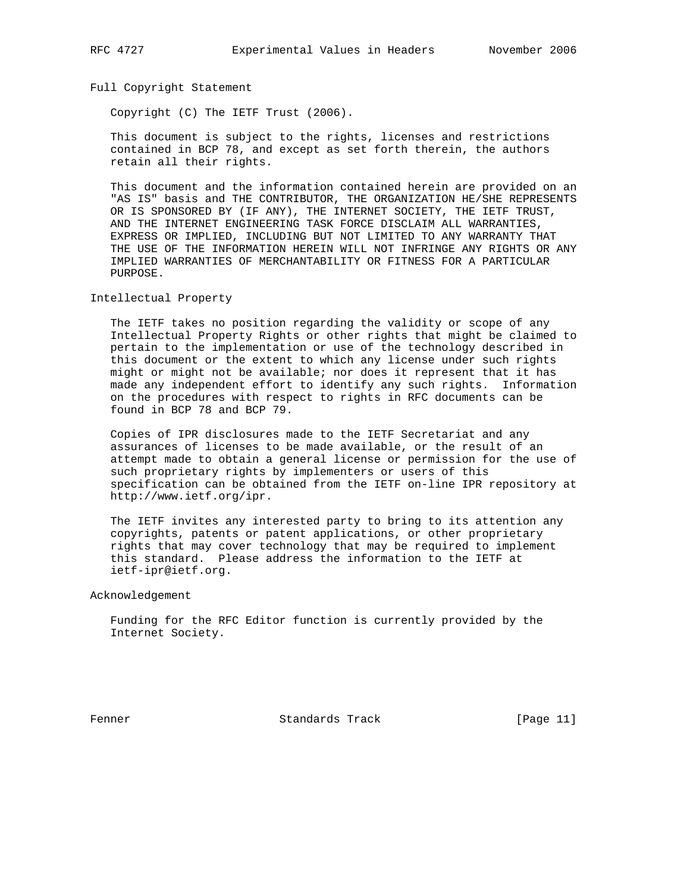## Full Copyright Statement

Copyright (C) The IETF Trust (2006).

This document is subject to the rights, licenses and restrictions contained in BCP 78, and except as set forth therein, the authors retain all their rights.

This document and the information contained herein are provided on an "AS IS" basis and THE CONTRIBUTOR, THE ORGANIZATION HE/SHE REPRESENTS OR IS SPONSORED BY (IF ANY), THE INTERNET SOCIETY, THE IETF TRUST, AND THE INTERNET ENGINEERING TASK FORCE DISCLAIM ALL WARRANTIES, EXPRESS OR IMPLIED, INCLUDING BUT NOT LIMITED TO ANY WARRANTY THAT THE USE OF THE INFORMATION HEREIN WILL NOT INFRINGE ANY RIGHTS OR ANY IMPLIED WARRANTIES OF MERCHANTABILITY OR FITNESS FOR A PARTICULAR PURPOSE.

## Intellectual Property

The IETF takes no position regarding the validity or scope of any Intellectual Property Rights or other rights that might be claimed to pertain to the implementation or use of the technology described in this document or the extent to which any license under such rights might or might not be available; nor does it represent that it has made any independent effort to identify any such rights. Information on the procedures with respect to rights in RFC documents can be found in BCP 78 and BCP 79.

Copies of IPR disclosures made to the IETF Secretariat and any assurances of licenses to be made available, or the result of an attempt made to obtain a general license or permission for the use of such proprietary rights by implementers or users of this specification can be obtained from the IETF on-line IPR repository at http://www.ietf.org/ipr.

The IETF invites any interested party to bring to its attention any copyrights, patents or patent applications, or other proprietary rights that may cover technology that may be required to implement this standard. Please address the information to the IETF at ietf-ipr@ietf.org.

## Acknowledgement

Funding for the RFC Editor function is currently provided by the Internet Society.